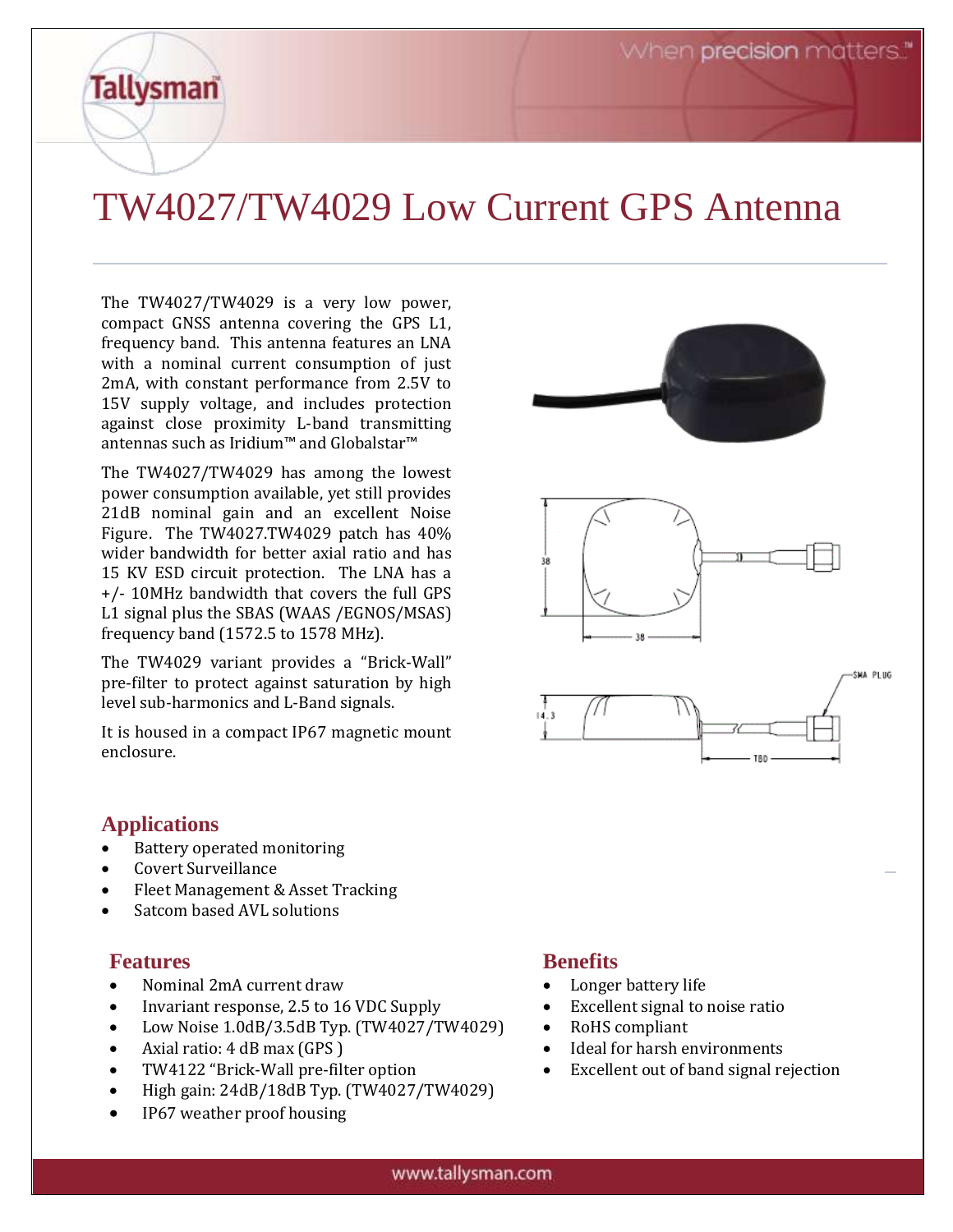# TW4027/TW4029 Low Current GPS Antenna

The TW4027/TW4029 is a very low power, compact GNSS antenna covering the GPS L1, frequency band. This antenna features an LNA with a nominal current consumption of just 2mA, with constant performance from 2.5V to 15V supply voltage, and includes protection against close proximity L-band transmitting antennas such as Iridium™ and Globalstar™

The TW4027/TW4029 has among the lowest power consumption available, yet still provides 21dB nominal gain and an excellent Noise Figure. The TW4027.TW4029 patch has 40% wider bandwidth for better axial ratio and has 15 KV ESD circuit protection. The LNA has a +/- 10MHz bandwidth that covers the full GPS L1 signal plus the SBAS (WAAS /EGNOS/MSAS) frequency band (1572.5 to 1578 MHz).

The TW4029 variant provides a "Brick-Wall" pre-filter to protect against saturation by high level sub-harmonics and L-Band signals.

It is housed in a compact IP67 magnetic mount enclosure.

## Applications

- Battery operated monitoring
- Covert Surveillance
- Fleet Management & Asset Tracking
- Satcom based AVL solutions

## Features

- Nominal 2mA current draw
- Invariant response, 2.5 to 16 VDC Supply
- Low Noise 1.0dB/3.5dB Typ. (TW4027/TW4029)
- Axial ratio: 4 dB max (GPS )
- TW4122 "Brick-Wall pre-filter option
- High gain: 24dB/18dB Typ. (TW4027/TW4029)
- IP67 weather proof housing

## Benefits

- Longer battery life
- Excellent signal to noise ratio
- RoHS compliant
- Ideal for harsh environments
- Excellent out of band signal rejection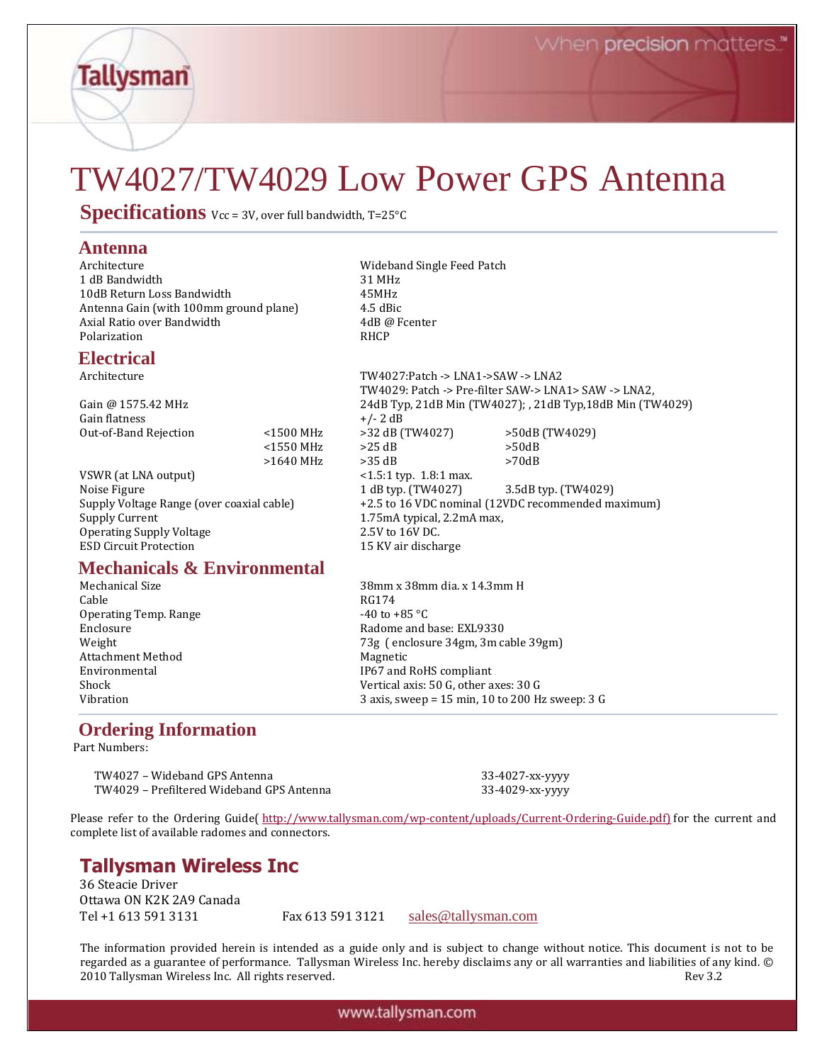# TW4027/TW4029 Low Power GPS Antenna

## Specifications Vcc = 3V, over full bandwidth, T=25°C

### Antenna

| | |
|---|---|
| Architecture | Wideband Single Feed Patch |
| 1 dB Bandwidth | 31 MHz |
| 10dB Return Loss Bandwidth | 45MHz |
| Antenna Gain (with 100mm ground plane) | 4.5 dBic |
| Axial Ratio over Bandwidth | 4dB @ Fcenter |
| Polarization | RHCP |

### Electrical

| | | | |
|---|---|---|---|
| Architecture | | TW4027:Patch -> LNA1->SAW -> LNA2<br>TW4029: Patch -> Pre-filter SAW-> LNA1> SAW -> LNA2, | |
| Gain @ 1575.42 MHz | | 24dB Typ, 21dB Min (TW4027); , 21dB Typ,18dB Min (TW4029) | |
| Gain flatness | | +/- 2 dB | |
| Out-of-Band Rejection | <1500 MHz | >32 dB (TW4027) | >50dB (TW4029) |
| | <1550 MHz | >25 dB | >50dB |
| | >1640 MHz | >35 dB | >70dB |
| VSWR (at LNA output) | | <1.5:1 typ. 1.8:1 max. | |
| Noise Figure | | 1 dB typ. (TW4027) | 3.5dB typ. (TW4029) |
| Supply Voltage Range (over coaxial cable) | | +2.5 to 16 VDC nominal (12VDC recommended maximum) | |
| Supply Current | | 1.75mA typical, 2.2mA max, | |
| Operating Supply Voltage | | 2.5V to 16V DC. | |
| ESD Circuit Protection | | 15 KV air discharge | |

### Mechanicals & Environmental

| | |
|---|---|
| Mechanical Size | 38mm x 38mm dia. x 14.3mm H |
| Cable | RG174 |
| Operating Temp. Range | -40 to +85 °C |
| Enclosure | Radome and base: EXL9330 |
| Weight | 73g ( enclosure 34gm, 3m cable 39gm) |
| Attachment Method | Magnetic |
| Environmental | IP67 and RoHS compliant |
| Shock | Vertical axis: 50 G, other axes: 30 G |
| Vibration | 3 axis, sweep = 15 min, 10 to 200 Hz sweep: 3 G |

### Ordering Information

Part Numbers:

| | |
|---|---|
| TW4027 – Wideband GPS Antenna | 33-4027-xx-yyyy |
| TW4029 – Prefiltered Wideband GPS Antenna | 33-4029-xx-yyyy |

Please refer to the Ordering Guide( http://www.tallysman.com/wp-content/uploads/Current-Ordering-Guide.pdf) for the current and complete list of available radomes and connectors.

### Tallysman Wireless Inc

36 Steacie Driver
Ottawa ON K2K 2A9 Canada
Tel +1 613 591 3131 Fax 613 591 3121 sales@tallysman.com

The information provided herein is intended as a guide only and is subject to change without notice. This document is not to be regarded as a guarantee of performance. Tallysman Wireless Inc. hereby disclaims any or all warranties and liabilities of any kind. © 2010 Tallysman Wireless Inc. All rights reserved. Rev 3.2